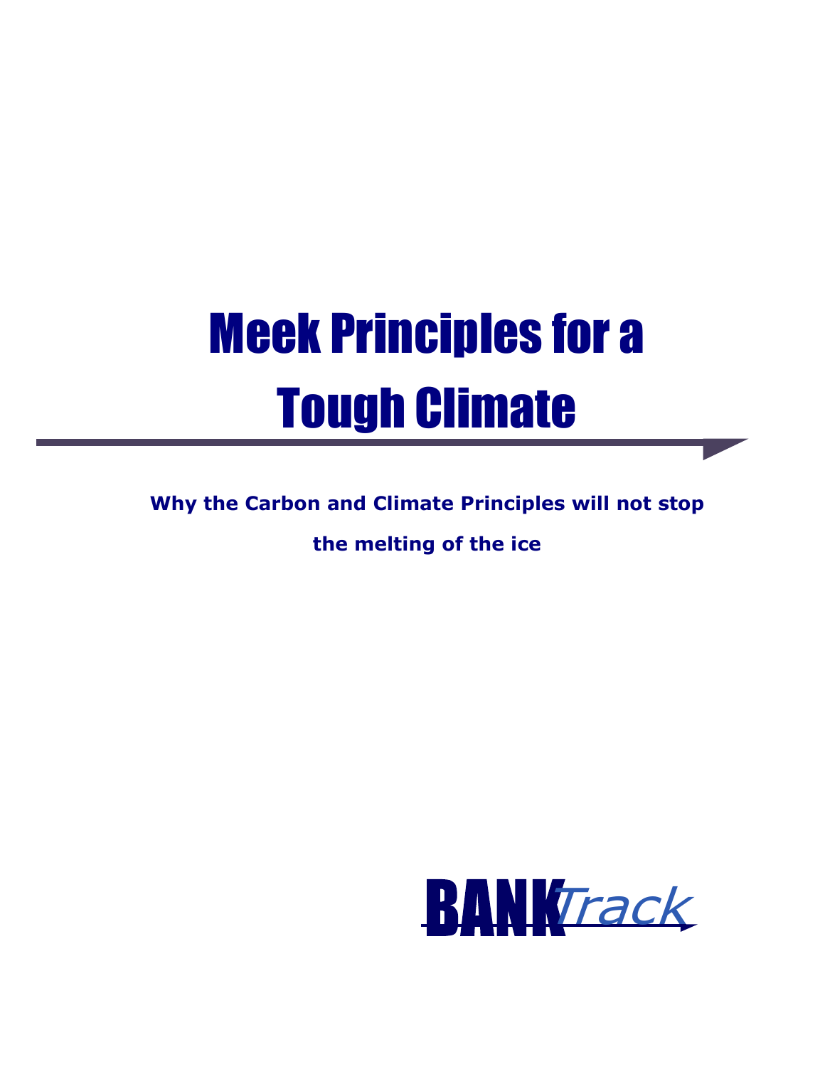# Meek Principles for a Tough Climate

**Why the Carbon and Climate Principles will not stop the melting of the ice**

BANK*Track*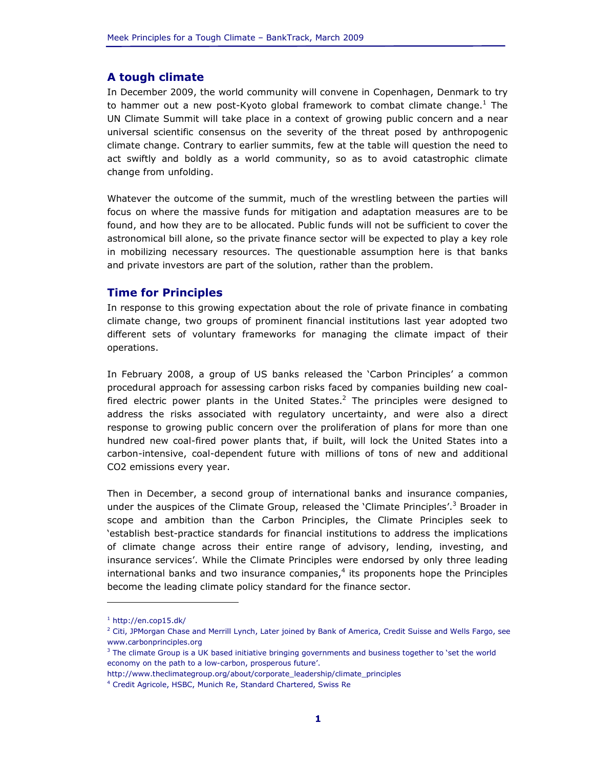## A tough climate

In December 2009, the world community will convene in Copenhagen, Denmark to try to hammer out a new post-Kyoto global framework to combat climate change.[1] The UN Climate Summit will take place in a context of growing public concern and a near universal scientific consensus on the severity of the threat posed by anthropogenic climate change. Contrary to earlier summits, few at the table will question the need to act swiftly and boldly as a world community, so as to avoid catastrophic climate change from unfolding.

Whatever the outcome of the summit, much of the wrestling between the parties will focus on where the massive funds for mitigation and adaptation measures are to be found, and how they are to be allocated. Public funds will not be sufficient to cover the astronomical bill alone, so the private finance sector will be expected to play a key role in mobilizing necessary resources. The questionable assumption here is that banks and private investors are part of the solution, rather than the problem.

## Time for Principles

In response to this growing expectation about the role of private finance in combating climate change, two groups of prominent financial institutions last year adopted two different sets of voluntary frameworks for managing the climate impact of their operations.

In February 2008, a group of US banks released the 'Carbon Principles' a common procedural approach for assessing carbon risks faced by companies building new coal-fired electric power plants in the United States.[2] The principles were designed to address the risks associated with regulatory uncertainty, and were also a direct response to growing public concern over the proliferation of plans for more than one hundred new coal-fired power plants that, if built, will lock the United States into a carbon-intensive, coal-dependent future with millions of tons of new and additional $CO_2$ emissions every year.

Then in December, a second group of international banks and insurance companies, under the auspices of the Climate Group, released the 'Climate Principles'.[3] Broader in scope and ambition than the Carbon Principles, the Climate Principles seek to 'establish best-practice standards for financial institutions to address the implications of climate change across their entire range of advisory, lending, investing, and insurance services'. While the Climate Principles were endorsed by only three leading international banks and two insurance companies,[4] its proponents hope the Principles become the leading climate policy standard for the finance sector.

---

[1] http://en.cop15.dk/

[2] Citi, JPMorgan Chase and Merrill Lynch, Later joined by Bank of America, Credit Suisse and Wells Fargo, see www.carbonprinciples.org

[3] The climate Group is a UK based initiative bringing governments and business together to 'set the world economy on the path to a low-carbon, prosperous future'. http://www.theclimategroup.org/about/corporate_leadership/climate_principles

[4] Credit Agricole, HSBC, Munich Re, Standard Chartered, Swiss Re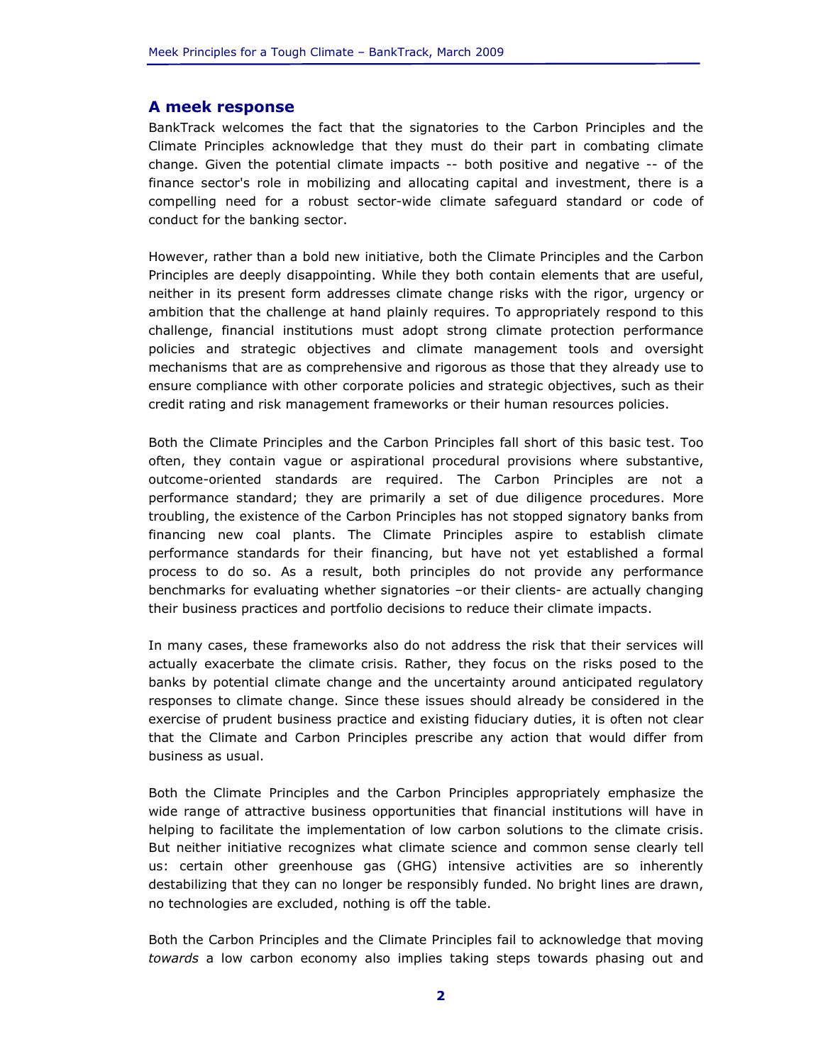## A meek response

BankTrack welcomes the fact that the signatories to the Carbon Principles and the Climate Principles acknowledge that they must do their part in combating climate change. Given the potential climate impacts -- both positive and negative -- of the finance sector's role in mobilizing and allocating capital and investment, there is a compelling need for a robust sector-wide climate safeguard standard or code of conduct for the banking sector.

However, rather than a bold new initiative, both the Climate Principles and the Carbon Principles are deeply disappointing. While they both contain elements that are useful, neither in its present form addresses climate change risks with the rigor, urgency or ambition that the challenge at hand plainly requires. To appropriately respond to this challenge, financial institutions must adopt strong climate protection performance policies and strategic objectives and climate management tools and oversight mechanisms that are as comprehensive and rigorous as those that they already use to ensure compliance with other corporate policies and strategic objectives, such as their credit rating and risk management frameworks or their human resources policies.

Both the Climate Principles and the Carbon Principles fall short of this basic test. Too often, they contain vague or aspirational procedural provisions where substantive, outcome-oriented standards are required. The Carbon Principles are not a performance standard; they are primarily a set of due diligence procedures. More troubling, the existence of the Carbon Principles has not stopped signatory banks from financing new coal plants. The Climate Principles aspire to establish climate performance standards for their financing, but have not yet established a formal process to do so. As a result, both principles do not provide any performance benchmarks for evaluating whether signatories –or their clients- are actually changing their business practices and portfolio decisions to reduce their climate impacts.

In many cases, these frameworks also do not address the risk that their services will actually exacerbate the climate crisis. Rather, they focus on the risks posed to the banks by potential climate change and the uncertainty around anticipated regulatory responses to climate change. Since these issues should already be considered in the exercise of prudent business practice and existing fiduciary duties, it is often not clear that the Climate and Carbon Principles prescribe any action that would differ from business as usual.

Both the Climate Principles and the Carbon Principles appropriately emphasize the wide range of attractive business opportunities that financial institutions will have in helping to facilitate the implementation of low carbon solutions to the climate crisis. But neither initiative recognizes what climate science and common sense clearly tell us: certain other greenhouse gas (GHG) intensive activities are so inherently destabilizing that they can no longer be responsibly funded. No bright lines are drawn, no technologies are excluded, nothing is off the table.

Both the Carbon Principles and the Climate Principles fail to acknowledge that moving *towards* a low carbon economy also implies taking steps towards phasing out and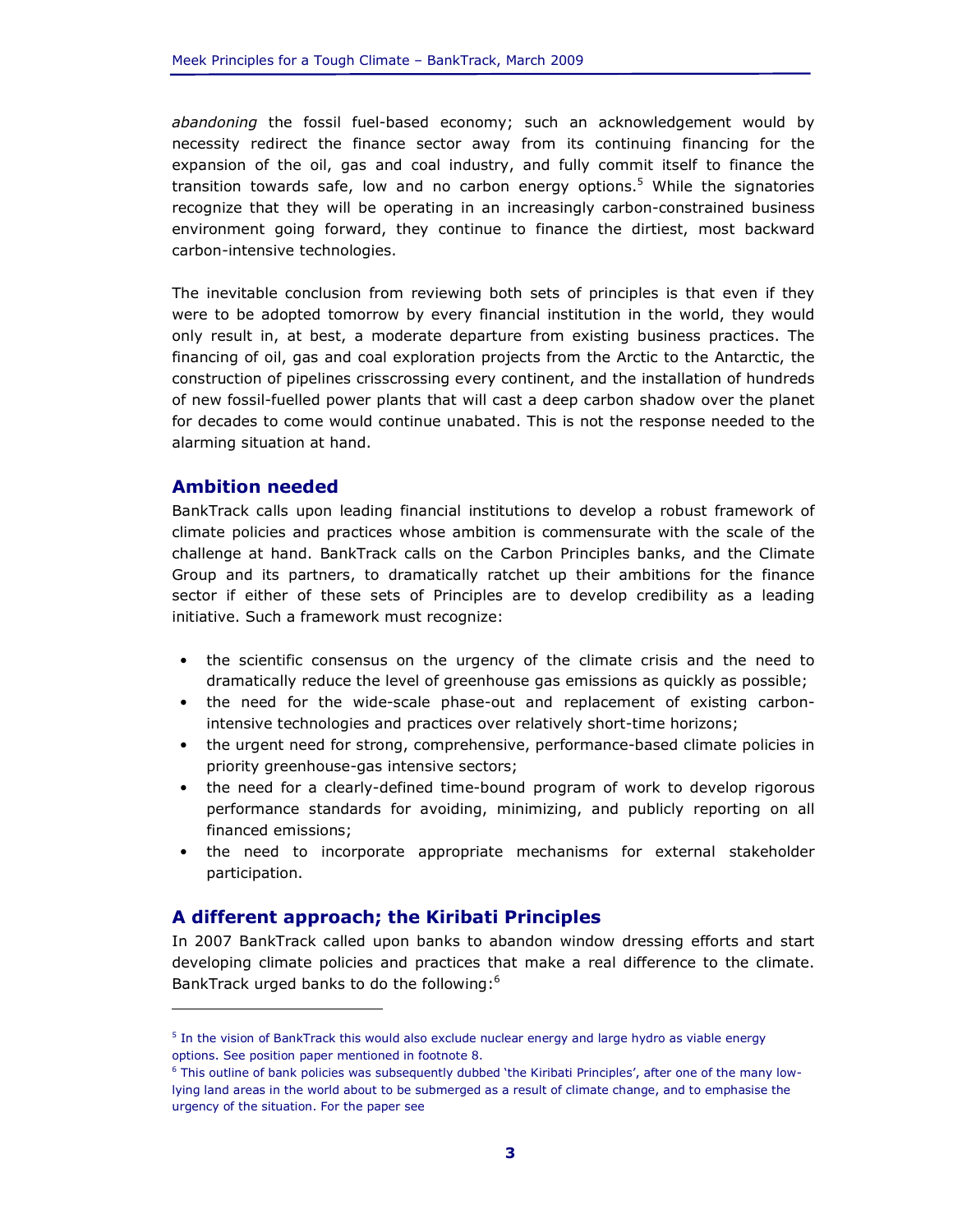*abandoning* the fossil fuel-based economy; such an acknowledgement would by necessity redirect the finance sector away from its continuing financing for the expansion of the oil, gas and coal industry, and fully commit itself to finance the transition towards safe, low and no carbon energy options.[5] While the signatories recognize that they will be operating in an increasingly carbon-constrained business environment going forward, they continue to finance the dirtiest, most backward carbon-intensive technologies.

The inevitable conclusion from reviewing both sets of principles is that even if they were to be adopted tomorrow by every financial institution in the world, they would only result in, at best, a moderate departure from existing business practices. The financing of oil, gas and coal exploration projects from the Arctic to the Antarctic, the construction of pipelines crisscrossing every continent, and the installation of hundreds of new fossil-fuelled power plants that will cast a deep carbon shadow over the planet for decades to come would continue unabated. This is not the response needed to the alarming situation at hand.

## Ambition needed

BankTrack calls upon leading financial institutions to develop a robust framework of climate policies and practices whose ambition is commensurate with the scale of the challenge at hand. BankTrack calls on the Carbon Principles banks, and the Climate Group and its partners, to dramatically ratchet up their ambitions for the finance sector if either of these sets of Principles are to develop credibility as a leading initiative. Such a framework must recognize:

- the scientific consensus on the urgency of the climate crisis and the need to dramatically reduce the level of greenhouse gas emissions as quickly as possible;
- the need for the wide-scale phase-out and replacement of existing carbon-intensive technologies and practices over relatively short-time horizons;
- the urgent need for strong, comprehensive, performance-based climate policies in priority greenhouse-gas intensive sectors;
- the need for a clearly-defined time-bound program of work to develop rigorous performance standards for avoiding, minimizing, and publicly reporting on all financed emissions;
- the need to incorporate appropriate mechanisms for external stakeholder participation.

## A different approach; the Kiribati Principles

In 2007 BankTrack called upon banks to abandon window dressing efforts and start developing climate policies and practices that make a real difference to the climate. BankTrack urged banks to do the following:[6]

---

[5] In the vision of BankTrack this would also exclude nuclear energy and large hydro as viable energy options. See position paper mentioned in footnote 8.

[6] This outline of bank policies was subsequently dubbed 'the Kiribati Principles', after one of the many low-lying land areas in the world about to be submerged as a result of climate change, and to emphasise the urgency of the situation. For the paper see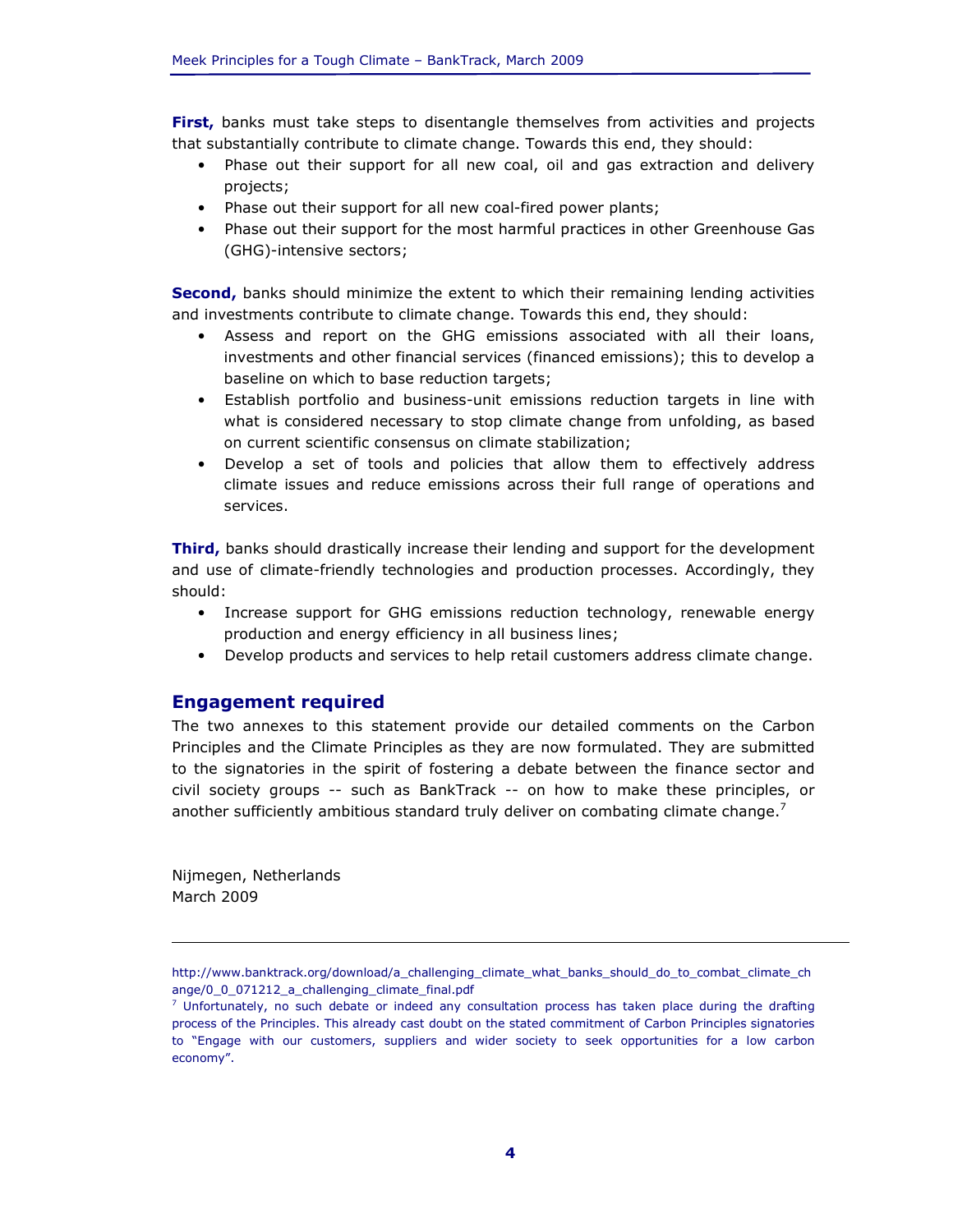**First,** banks must take steps to disentangle themselves from activities and projects that substantially contribute to climate change. Towards this end, they should:

- Phase out their support for all new coal, oil and gas extraction and delivery projects;
- Phase out their support for all new coal-fired power plants;
- Phase out their support for the most harmful practices in other Greenhouse Gas (GHG)-intensive sectors;

**Second,** banks should minimize the extent to which their remaining lending activities and investments contribute to climate change. Towards this end, they should:

- Assess and report on the GHG emissions associated with all their loans, investments and other financial services (financed emissions); this to develop a baseline on which to base reduction targets;
- Establish portfolio and business-unit emissions reduction targets in line with what is considered necessary to stop climate change from unfolding, as based on current scientific consensus on climate stabilization;
- Develop a set of tools and policies that allow them to effectively address climate issues and reduce emissions across their full range of operations and services.

**Third,** banks should drastically increase their lending and support for the development and use of climate-friendly technologies and production processes. Accordingly, they should:

- Increase support for GHG emissions reduction technology, renewable energy production and energy efficiency in all business lines;
- Develop products and services to help retail customers address climate change.

## Engagement required

The two annexes to this statement provide our detailed comments on the Carbon Principles and the Climate Principles as they are now formulated. They are submitted to the signatories in the spirit of fostering a debate between the finance sector and civil society groups -- such as BankTrack -- on how to make these principles, or another sufficiently ambitious standard truly deliver on combating climate change.[7]

Nijmegen, Netherlands
March 2009

---

http://www.banktrack.org/download/a_challenging_climate_what_banks_should_do_to_combat_climate_change/0_0_071212_a_challenging_climate_final.pdf

[7] Unfortunately, no such debate or indeed any consultation process has taken place during the drafting process of the Principles. This already cast doubt on the stated commitment of Carbon Principles signatories to "Engage with our customers, suppliers and wider society to seek opportunities for a low carbon economy".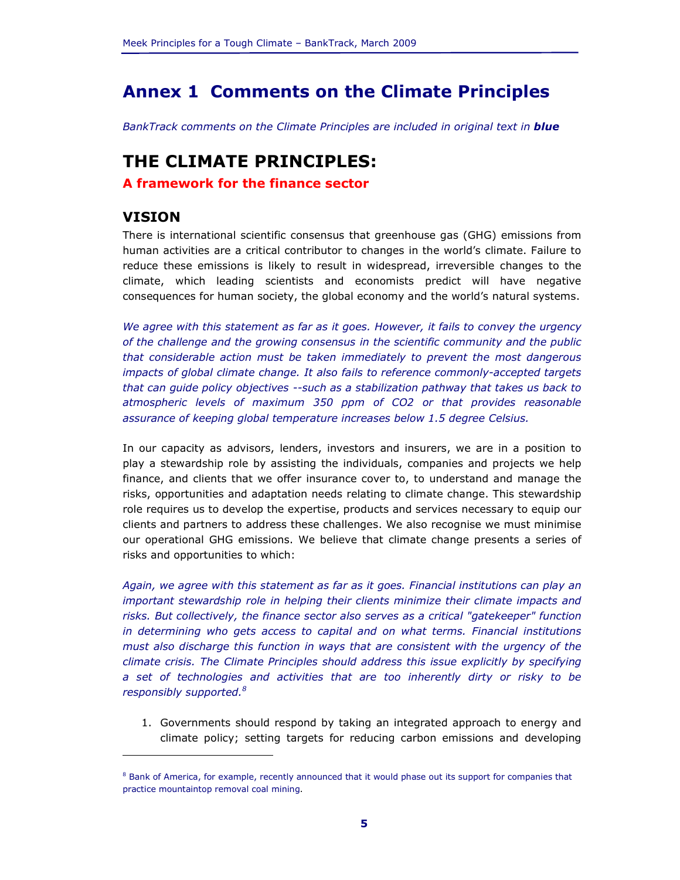# Annex 1 Comments on the Climate Principles

*BankTrack comments on the Climate Principles are included in original text in **blue***

# THE CLIMATE PRINCIPLES:

## A framework for the finance sector

## VISION

There is international scientific consensus that greenhouse gas (GHG) emissions from human activities are a critical contributor to changes in the world's climate. Failure to reduce these emissions is likely to result in widespread, irreversible changes to the climate, which leading scientists and economists predict will have negative consequences for human society, the global economy and the world's natural systems.

*We agree with this statement as far as it goes. However, it fails to convey the urgency of the challenge and the growing consensus in the scientific community and the public that considerable action must be taken immediately to prevent the most dangerous impacts of global climate change. It also fails to reference commonly-accepted targets that can guide policy objectives --such as a stabilization pathway that takes us back to atmospheric levels of maximum 350 ppm of $CO_2$ or that provides reasonable assurance of keeping global temperature increases below 1.5 degree Celsius.*

In our capacity as advisors, lenders, investors and insurers, we are in a position to play a stewardship role by assisting the individuals, companies and projects we help finance, and clients that we offer insurance cover to, to understand and manage the risks, opportunities and adaptation needs relating to climate change. This stewardship role requires us to develop the expertise, products and services necessary to equip our clients and partners to address these challenges. We also recognise we must minimise our operational GHG emissions. We believe that climate change presents a series of risks and opportunities to which:

*Again, we agree with this statement as far as it goes. Financial institutions can play an important stewardship role in helping their clients minimize their climate impacts and risks. But collectively, the finance sector also serves as a critical "gatekeeper" function in determining who gets access to capital and on what terms. Financial institutions must also discharge this function in ways that are consistent with the urgency of the climate crisis. The Climate Principles should address this issue explicitly by specifying a set of technologies and activities that are too inherently dirty or risky to be responsibly supported.*[8]

1. Governments should respond by taking an integrated approach to energy and climate policy; setting targets for reducing carbon emissions and developing

[8] Bank of America, for example, recently announced that it would phase out its support for companies that practice mountaintop removal coal mining.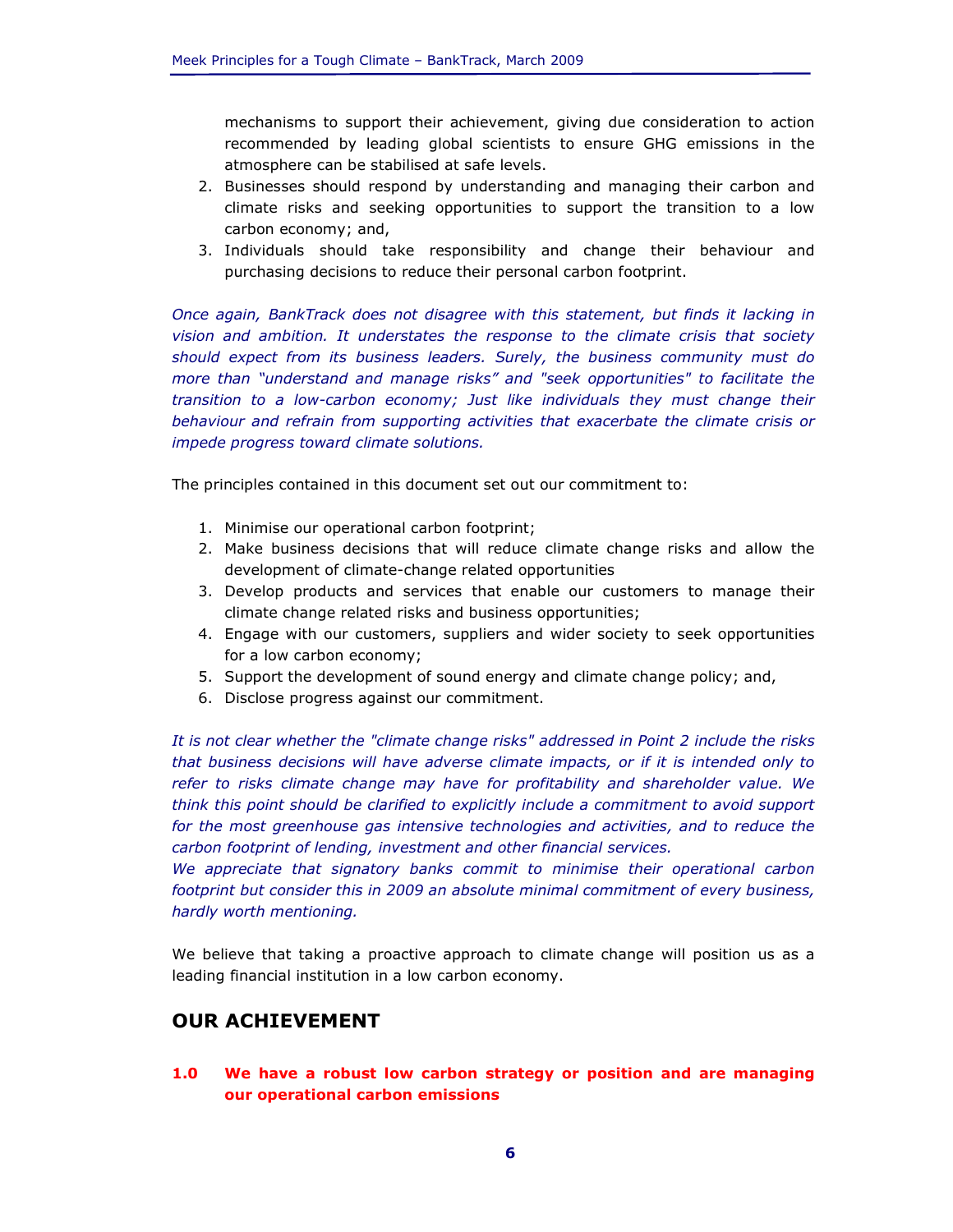mechanisms to support their achievement, giving due consideration to action recommended by leading global scientists to ensure GHG emissions in the atmosphere can be stabilised at safe levels.

2. Businesses should respond by understanding and managing their carbon and climate risks and seeking opportunities to support the transition to a low carbon economy; and,
3. Individuals should take responsibility and change their behaviour and purchasing decisions to reduce their personal carbon footprint.

*Once again, BankTrack does not disagree with this statement, but finds it lacking in vision and ambition. It understates the response to the climate crisis that society should expect from its business leaders. Surely, the business community must do more than "understand and manage risks" and "seek opportunities" to facilitate the transition to a low-carbon economy; Just like individuals they must change their behaviour and refrain from supporting activities that exacerbate the climate crisis or impede progress toward climate solutions.*

The principles contained in this document set out our commitment to:

1. Minimise our operational carbon footprint;
2. Make business decisions that will reduce climate change risks and allow the development of climate-change related opportunities
3. Develop products and services that enable our customers to manage their climate change related risks and business opportunities;
4. Engage with our customers, suppliers and wider society to seek opportunities for a low carbon economy;
5. Support the development of sound energy and climate change policy; and,
6. Disclose progress against our commitment.

*It is not clear whether the "climate change risks" addressed in Point 2 include the risks that business decisions will have adverse climate impacts, or if it is intended only to refer to risks climate change may have for profitability and shareholder value. We think this point should be clarified to explicitly include a commitment to avoid support for the most greenhouse gas intensive technologies and activities, and to reduce the carbon footprint of lending, investment and other financial services.*
*We appreciate that signatory banks commit to minimise their operational carbon footprint but consider this in 2009 an absolute minimal commitment of every business, hardly worth mentioning.*

We believe that taking a proactive approach to climate change will position us as a leading financial institution in a low carbon economy.

## OUR ACHIEVEMENT

### 1.0 We have a robust low carbon strategy or position and are managing our operational carbon emissions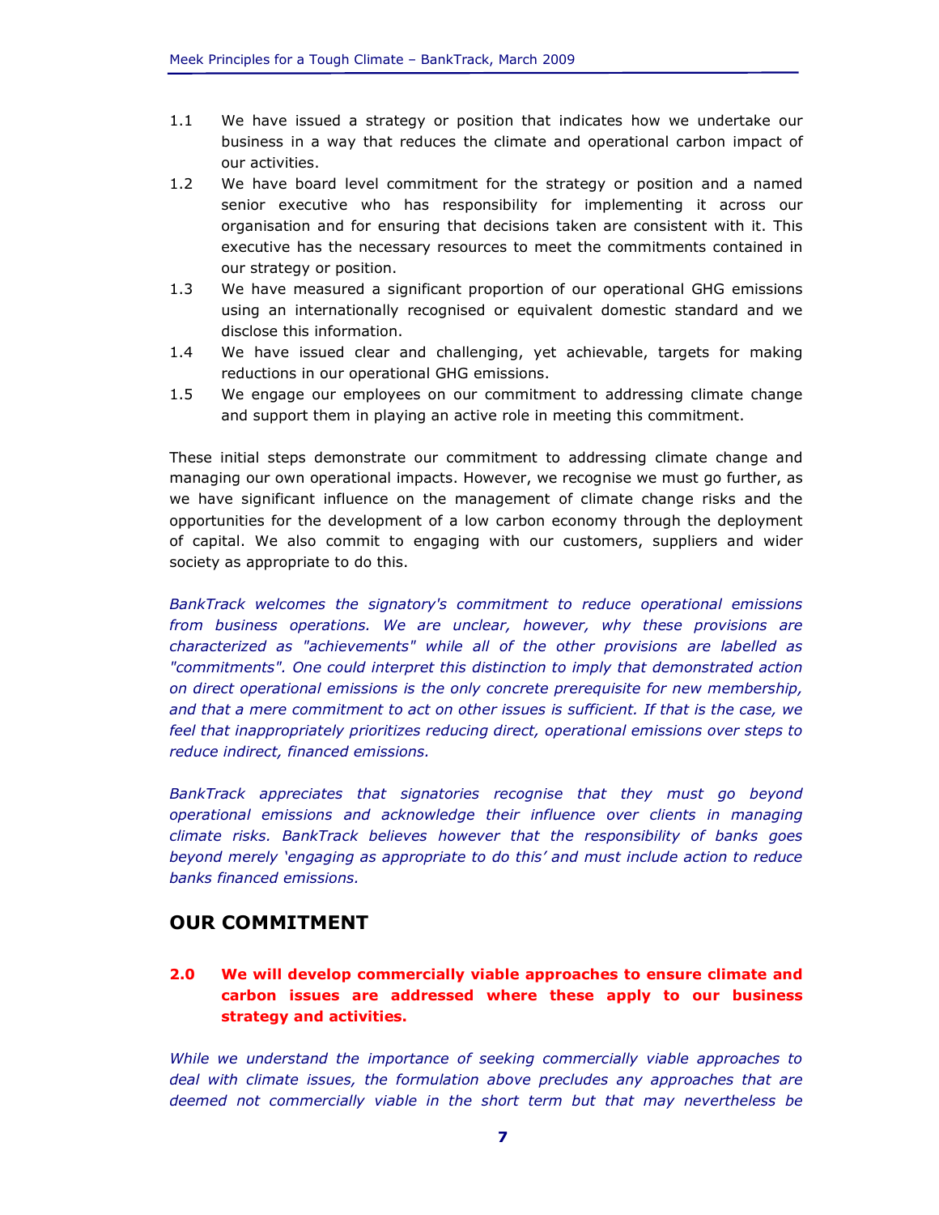1.1 We have issued a strategy or position that indicates how we undertake our business in a way that reduces the climate and operational carbon impact of our activities.

1.2 We have board level commitment for the strategy or position and a named senior executive who has responsibility for implementing it across our organisation and for ensuring that decisions taken are consistent with it. This executive has the necessary resources to meet the commitments contained in our strategy or position.

1.3 We have measured a significant proportion of our operational GHG emissions using an internationally recognised or equivalent domestic standard and we disclose this information.

1.4 We have issued clear and challenging, yet achievable, targets for making reductions in our operational GHG emissions.

1.5 We engage our employees on our commitment to addressing climate change and support them in playing an active role in meeting this commitment.

These initial steps demonstrate our commitment to addressing climate change and managing our own operational impacts. However, we recognise we must go further, as we have significant influence on the management of climate change risks and the opportunities for the development of a low carbon economy through the deployment of capital. We also commit to engaging with our customers, suppliers and wider society as appropriate to do this.

*BankTrack welcomes the signatory's commitment to reduce operational emissions from business operations. We are unclear, however, why these provisions are characterized as "achievements" while all of the other provisions are labelled as "commitments". One could interpret this distinction to imply that demonstrated action on direct operational emissions is the only concrete prerequisite for new membership, and that a mere commitment to act on other issues is sufficient. If that is the case, we feel that inappropriately prioritizes reducing direct, operational emissions over steps to reduce indirect, financed emissions.*

*BankTrack appreciates that signatories recognise that they must go beyond operational emissions and acknowledge their influence over clients in managing climate risks. BankTrack believes however that the responsibility of banks goes beyond merely 'engaging as appropriate to do this' and must include action to reduce banks financed emissions.*

## OUR COMMITMENT

**2.0 We will develop commercially viable approaches to ensure climate and carbon issues are addressed where these apply to our business strategy and activities.**

*While we understand the importance of seeking commercially viable approaches to deal with climate issues, the formulation above precludes any approaches that are deemed not commercially viable in the short term but that may nevertheless be*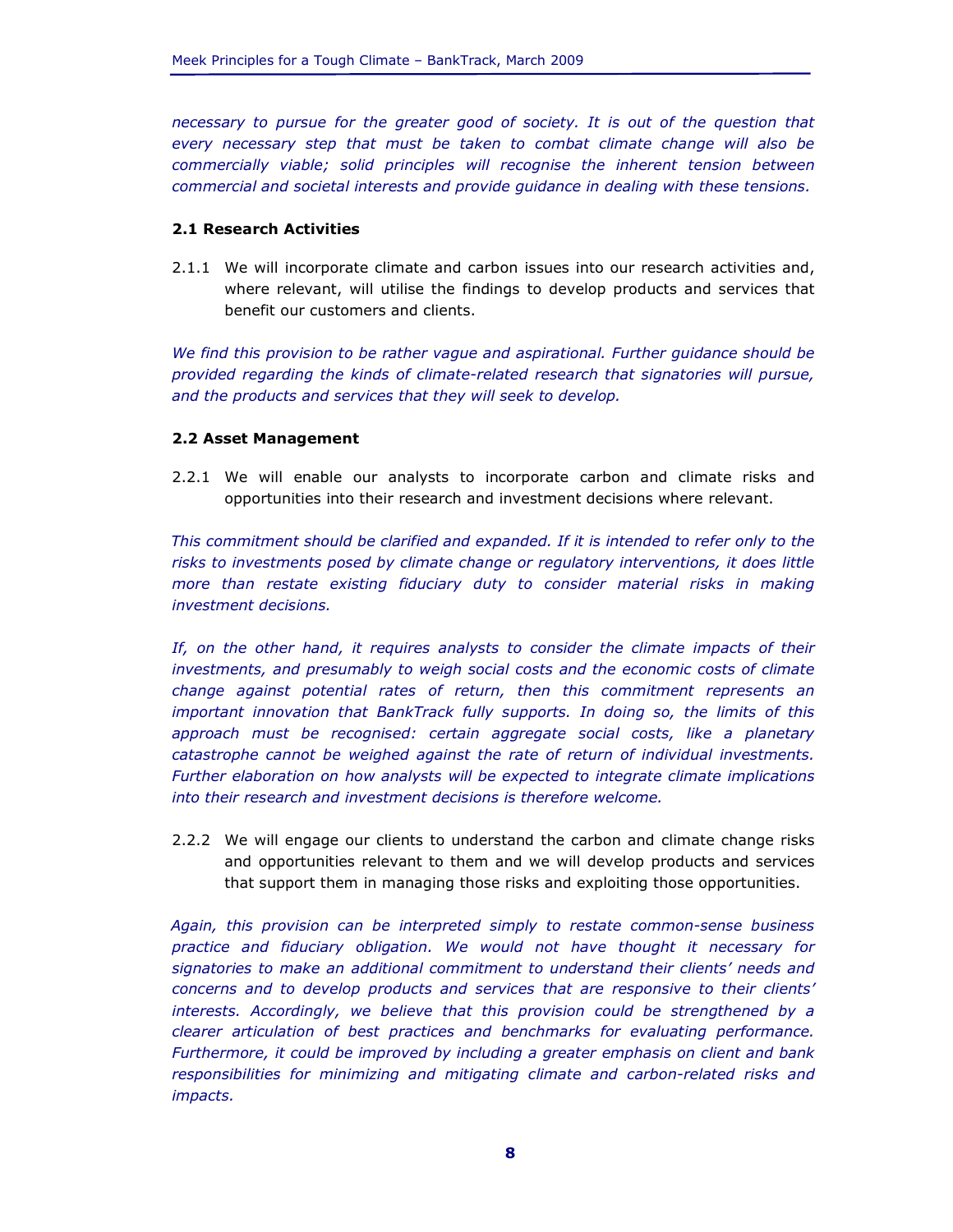*necessary to pursue for the greater good of society. It is out of the question that every necessary step that must be taken to combat climate change will also be commercially viable; solid principles will recognise the inherent tension between commercial and societal interests and provide guidance in dealing with these tensions.*

### 2.1 Research Activities

2.1.1 We will incorporate climate and carbon issues into our research activities and, where relevant, will utilise the findings to develop products and services that benefit our customers and clients.

*We find this provision to be rather vague and aspirational. Further guidance should be provided regarding the kinds of climate-related research that signatories will pursue, and the products and services that they will seek to develop.*

### 2.2 Asset Management

2.2.1 We will enable our analysts to incorporate carbon and climate risks and opportunities into their research and investment decisions where relevant.

*This commitment should be clarified and expanded. If it is intended to refer only to the risks to investments posed by climate change or regulatory interventions, it does little more than restate existing fiduciary duty to consider material risks in making investment decisions.*

*If, on the other hand, it requires analysts to consider the climate impacts of their investments, and presumably to weigh social costs and the economic costs of climate change against potential rates of return, then this commitment represents an important innovation that BankTrack fully supports. In doing so, the limits of this approach must be recognised: certain aggregate social costs, like a planetary catastrophe cannot be weighed against the rate of return of individual investments. Further elaboration on how analysts will be expected to integrate climate implications into their research and investment decisions is therefore welcome.*

2.2.2 We will engage our clients to understand the carbon and climate change risks and opportunities relevant to them and we will develop products and services that support them in managing those risks and exploiting those opportunities.

*Again, this provision can be interpreted simply to restate common-sense business practice and fiduciary obligation. We would not have thought it necessary for signatories to make an additional commitment to understand their clients' needs and concerns and to develop products and services that are responsive to their clients' interests. Accordingly, we believe that this provision could be strengthened by a clearer articulation of best practices and benchmarks for evaluating performance. Furthermore, it could be improved by including a greater emphasis on client and bank responsibilities for minimizing and mitigating climate and carbon-related risks and impacts.*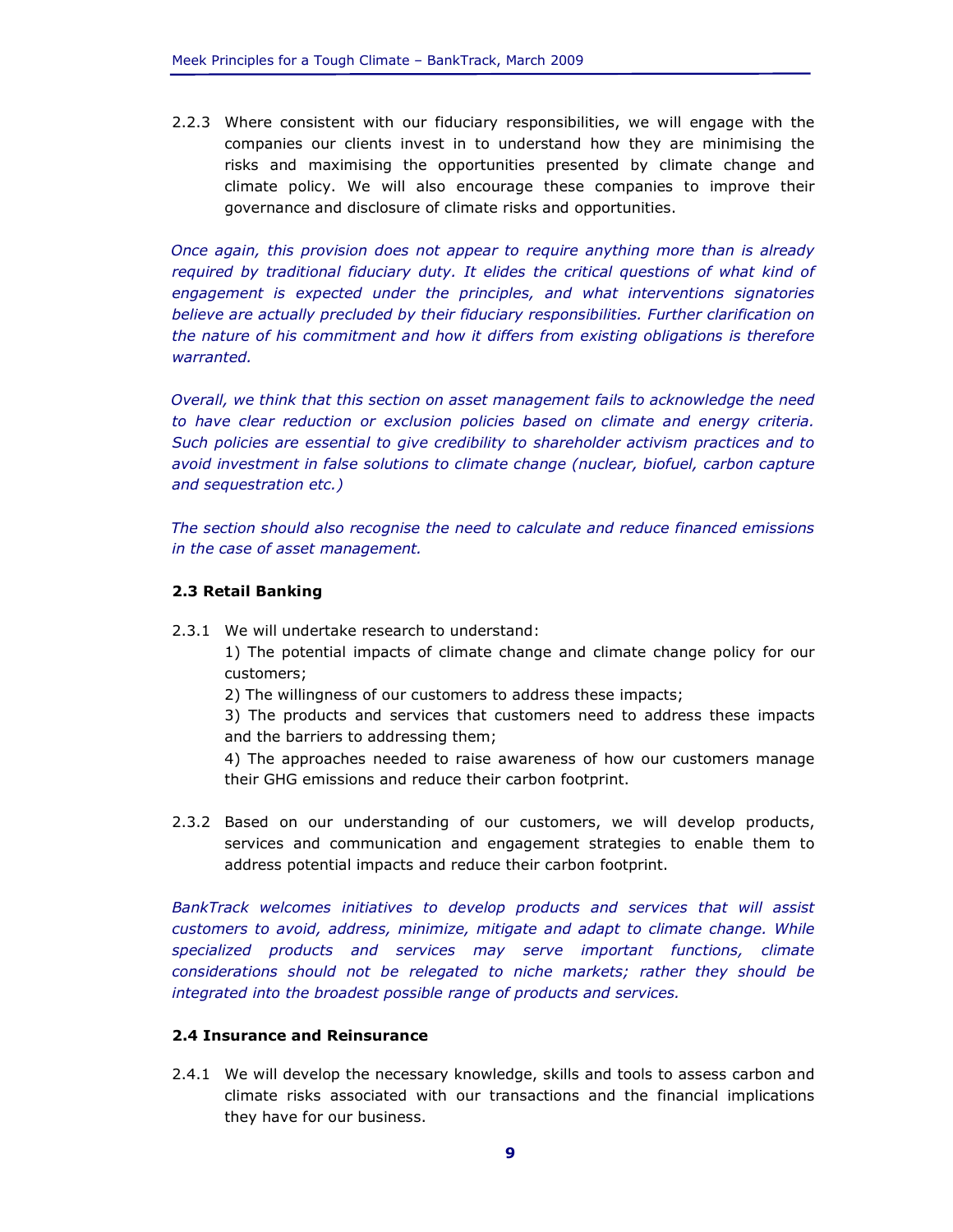2.2.3 Where consistent with our fiduciary responsibilities, we will engage with the companies our clients invest in to understand how they are minimising the risks and maximising the opportunities presented by climate change and climate policy. We will also encourage these companies to improve their governance and disclosure of climate risks and opportunities.

*Once again, this provision does not appear to require anything more than is already required by traditional fiduciary duty. It elides the critical questions of what kind of engagement is expected under the principles, and what interventions signatories believe are actually precluded by their fiduciary responsibilities. Further clarification on the nature of his commitment and how it differs from existing obligations is therefore warranted.*

*Overall, we think that this section on asset management fails to acknowledge the need to have clear reduction or exclusion policies based on climate and energy criteria. Such policies are essential to give credibility to shareholder activism practices and to avoid investment in false solutions to climate change (nuclear, biofuel, carbon capture and sequestration etc.)*

*The section should also recognise the need to calculate and reduce financed emissions in the case of asset management.*

### 2.3 Retail Banking

2.3.1 We will undertake research to understand:

1) The potential impacts of climate change and climate change policy for our customers;

2) The willingness of our customers to address these impacts;

3) The products and services that customers need to address these impacts and the barriers to addressing them;

4) The approaches needed to raise awareness of how our customers manage their GHG emissions and reduce their carbon footprint.

2.3.2 Based on our understanding of our customers, we will develop products, services and communication and engagement strategies to enable them to address potential impacts and reduce their carbon footprint.

*BankTrack welcomes initiatives to develop products and services that will assist customers to avoid, address, minimize, mitigate and adapt to climate change. While specialized products and services may serve important functions, climate considerations should not be relegated to niche markets; rather they should be integrated into the broadest possible range of products and services.*

### 2.4 Insurance and Reinsurance

2.4.1 We will develop the necessary knowledge, skills and tools to assess carbon and climate risks associated with our transactions and the financial implications they have for our business.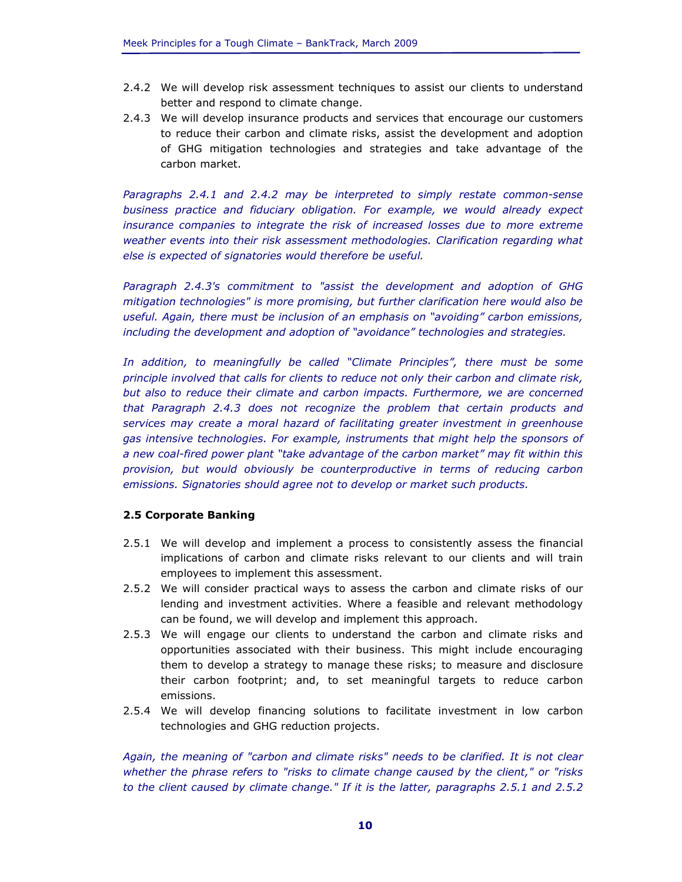2.4.2 We will develop risk assessment techniques to assist our clients to understand better and respond to climate change.

2.4.3 We will develop insurance products and services that encourage our customers to reduce their carbon and climate risks, assist the development and adoption of GHG mitigation technologies and strategies and take advantage of the carbon market.

*Paragraphs 2.4.1 and 2.4.2 may be interpreted to simply restate common-sense business practice and fiduciary obligation. For example, we would already expect insurance companies to integrate the risk of increased losses due to more extreme weather events into their risk assessment methodologies. Clarification regarding what else is expected of signatories would therefore be useful.*

*Paragraph 2.4.3's commitment to "assist the development and adoption of GHG mitigation technologies" is more promising, but further clarification here would also be useful. Again, there must be inclusion of an emphasis on "avoiding" carbon emissions, including the development and adoption of "avoidance" technologies and strategies.*

*In addition, to meaningfully be called "Climate Principles", there must be some principle involved that calls for clients to reduce not only their carbon and climate risk, but also to reduce their climate and carbon impacts. Furthermore, we are concerned that Paragraph 2.4.3 does not recognize the problem that certain products and services may create a moral hazard of facilitating greater investment in greenhouse gas intensive technologies. For example, instruments that might help the sponsors of a new coal-fired power plant "take advantage of the carbon market" may fit within this provision, but would obviously be counterproductive in terms of reducing carbon emissions. Signatories should agree not to develop or market such products.*

### 2.5 Corporate Banking

2.5.1 We will develop and implement a process to consistently assess the financial implications of carbon and climate risks relevant to our clients and will train employees to implement this assessment.

2.5.2 We will consider practical ways to assess the carbon and climate risks of our lending and investment activities. Where a feasible and relevant methodology can be found, we will develop and implement this approach.

2.5.3 We will engage our clients to understand the carbon and climate risks and opportunities associated with their business. This might include encouraging them to develop a strategy to manage these risks; to measure and disclosure their carbon footprint; and, to set meaningful targets to reduce carbon emissions.

2.5.4 We will develop financing solutions to facilitate investment in low carbon technologies and GHG reduction projects.

*Again, the meaning of "carbon and climate risks" needs to be clarified. It is not clear whether the phrase refers to "risks to climate change caused by the client," or "risks to the client caused by climate change." If it is the latter, paragraphs 2.5.1 and 2.5.2*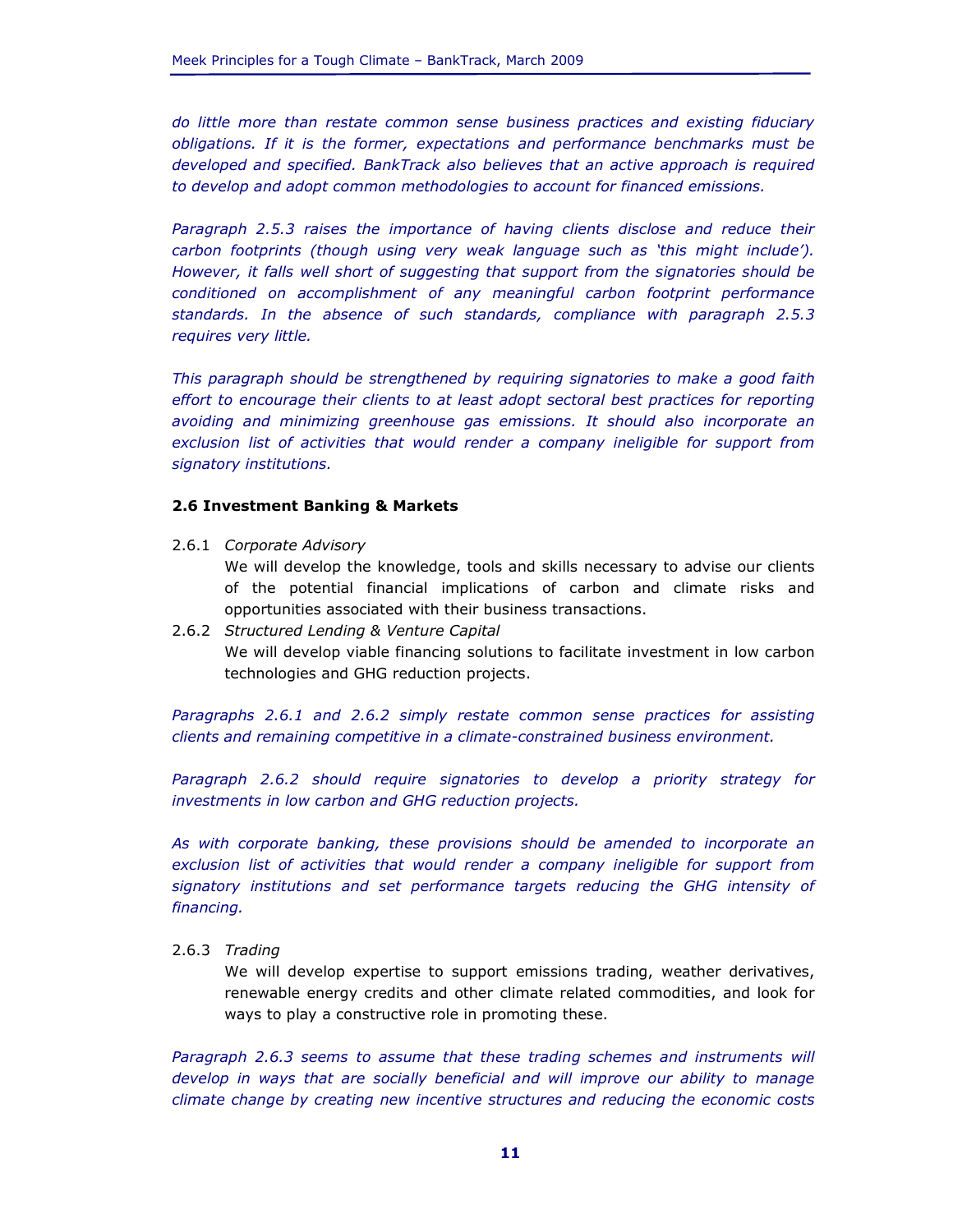*do little more than restate common sense business practices and existing fiduciary obligations. If it is the former, expectations and performance benchmarks must be developed and specified. BankTrack also believes that an active approach is required to develop and adopt common methodologies to account for financed emissions.*

*Paragraph 2.5.3 raises the importance of having clients disclose and reduce their carbon footprints (though using very weak language such as 'this might include'). However, it falls well short of suggesting that support from the signatories should be conditioned on accomplishment of any meaningful carbon footprint performance standards. In the absence of such standards, compliance with paragraph 2.5.3 requires very little.*

*This paragraph should be strengthened by requiring signatories to make a good faith effort to encourage their clients to at least adopt sectoral best practices for reporting avoiding and minimizing greenhouse gas emissions. It should also incorporate an exclusion list of activities that would render a company ineligible for support from signatory institutions.*

**2.6 Investment Banking & Markets**

2.6.1 *Corporate Advisory*
We will develop the knowledge, tools and skills necessary to advise our clients of the potential financial implications of carbon and climate risks and opportunities associated with their business transactions.

2.6.2 *Structured Lending & Venture Capital*
We will develop viable financing solutions to facilitate investment in low carbon technologies and GHG reduction projects.

*Paragraphs 2.6.1 and 2.6.2 simply restate common sense practices for assisting clients and remaining competitive in a climate-constrained business environment.*

*Paragraph 2.6.2 should require signatories to develop a priority strategy for investments in low carbon and GHG reduction projects.*

*As with corporate banking, these provisions should be amended to incorporate an exclusion list of activities that would render a company ineligible for support from signatory institutions and set performance targets reducing the GHG intensity of financing.*

2.6.3 *Trading*
We will develop expertise to support emissions trading, weather derivatives, renewable energy credits and other climate related commodities, and look for ways to play a constructive role in promoting these.

*Paragraph 2.6.3 seems to assume that these trading schemes and instruments will develop in ways that are socially beneficial and will improve our ability to manage climate change by creating new incentive structures and reducing the economic costs*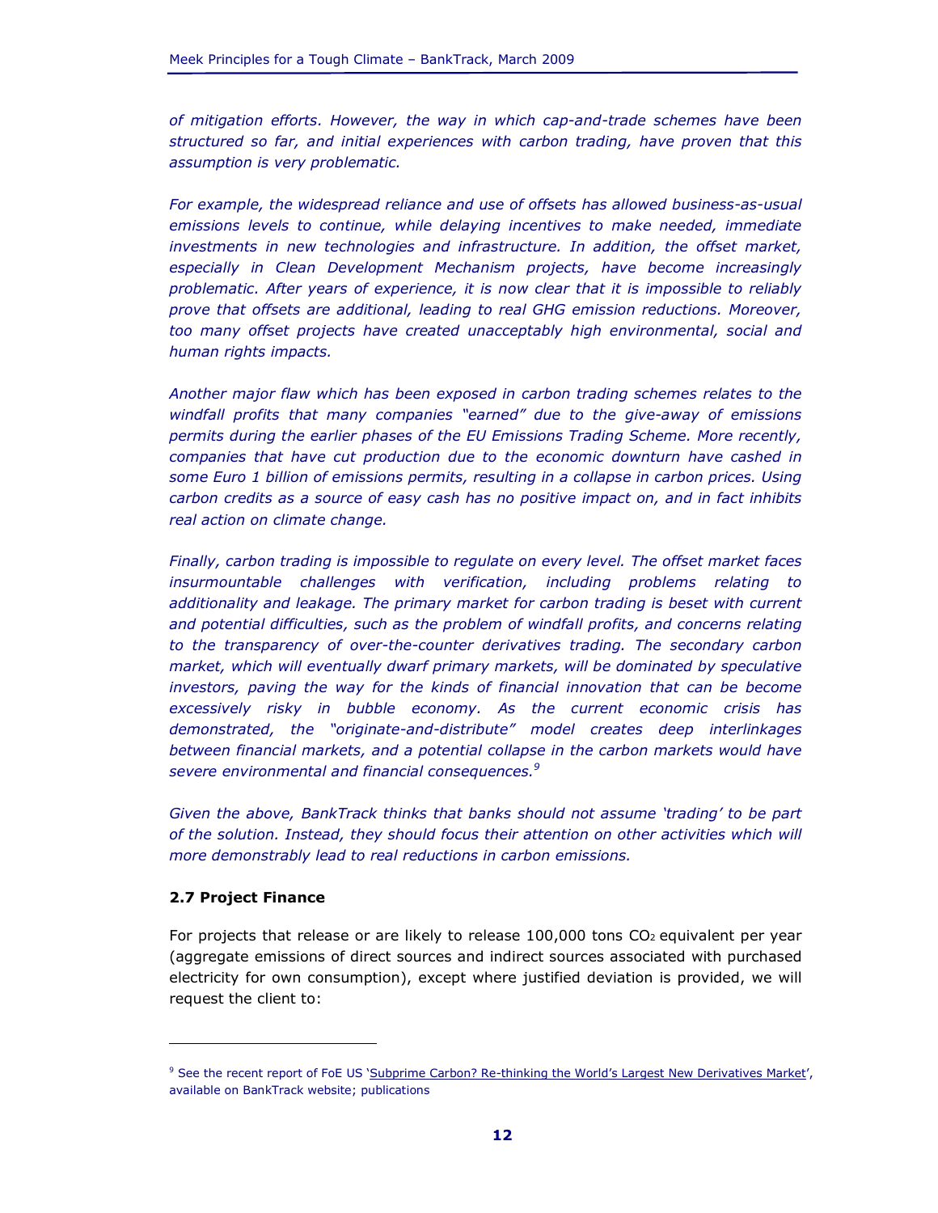*of mitigation efforts. However, the way in which cap-and-trade schemes have been structured so far, and initial experiences with carbon trading, have proven that this assumption is very problematic.*

*For example, the widespread reliance and use of offsets has allowed business-as-usual emissions levels to continue, while delaying incentives to make needed, immediate investments in new technologies and infrastructure. In addition, the offset market, especially in Clean Development Mechanism projects, have become increasingly problematic. After years of experience, it is now clear that it is impossible to reliably prove that offsets are additional, leading to real GHG emission reductions. Moreover, too many offset projects have created unacceptably high environmental, social and human rights impacts.*

*Another major flaw which has been exposed in carbon trading schemes relates to the windfall profits that many companies "earned" due to the give-away of emissions permits during the earlier phases of the EU Emissions Trading Scheme. More recently, companies that have cut production due to the economic downturn have cashed in some Euro 1 billion of emissions permits, resulting in a collapse in carbon prices. Using carbon credits as a source of easy cash has no positive impact on, and in fact inhibits real action on climate change.*

*Finally, carbon trading is impossible to regulate on every level. The offset market faces insurmountable challenges with verification, including problems relating to additionality and leakage. The primary market for carbon trading is beset with current and potential difficulties, such as the problem of windfall profits, and concerns relating to the transparency of over-the-counter derivatives trading. The secondary carbon market, which will eventually dwarf primary markets, will be dominated by speculative investors, paving the way for the kinds of financial innovation that can be become excessively risky in bubble economy. As the current economic crisis has demonstrated, the "originate-and-distribute" model creates deep interlinkages between financial markets, and a potential collapse in the carbon markets would have severe environmental and financial consequences.*[9]

*Given the above, BankTrack thinks that banks should not assume 'trading' to be part of the solution. Instead, they should focus their attention on other activities which will more demonstrably lead to real reductions in carbon emissions.*

### 2.7 Project Finance

For projects that release or are likely to release 100,000 tons $CO_2$ equivalent per year (aggregate emissions of direct sources and indirect sources associated with purchased electricity for own consumption), except where justified deviation is provided, we will request the client to:

---

[9] See the recent report of FoE US 'Subprime Carbon? Re-thinking the World's Largest New Derivatives Market', available on BankTrack website; publications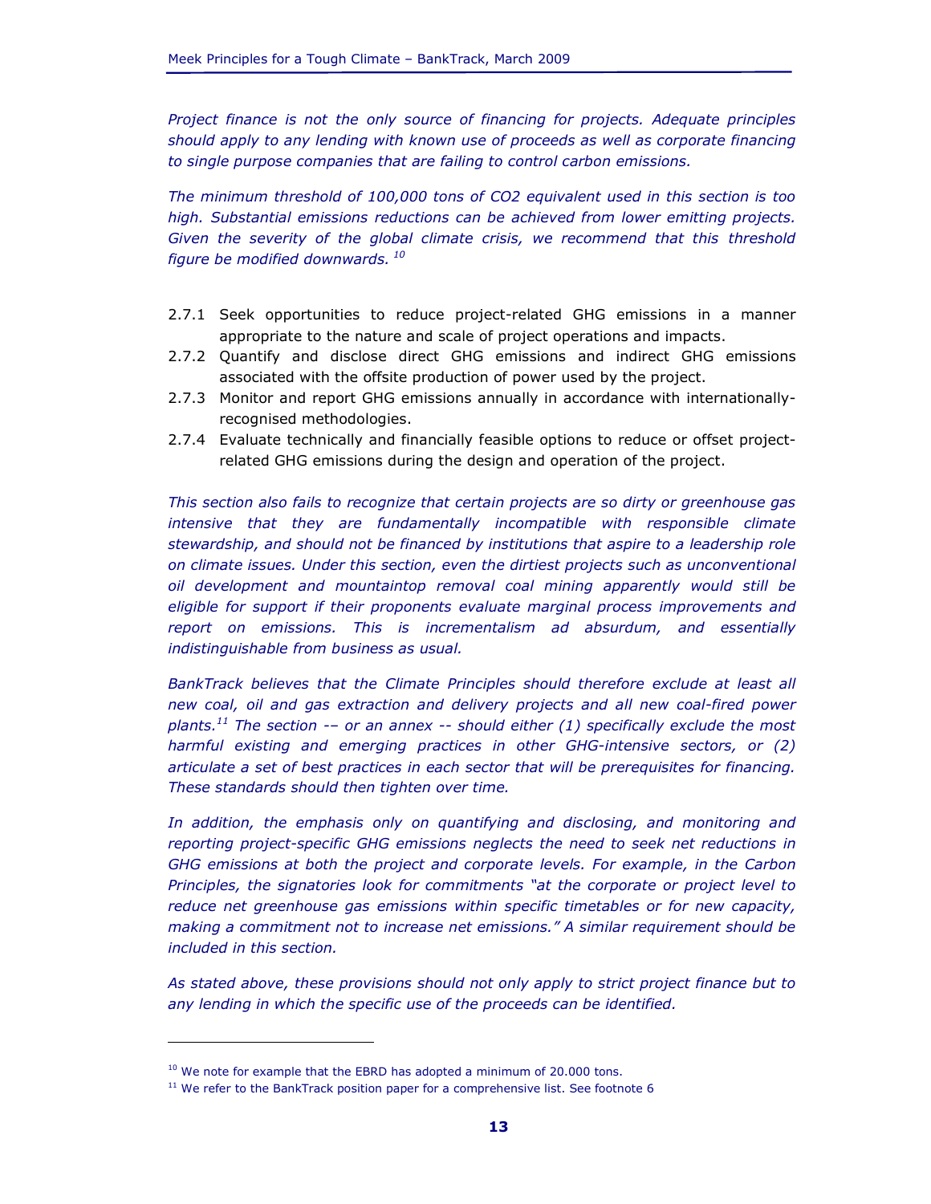*Project finance is not the only source of financing for projects. Adequate principles should apply to any lending with known use of proceeds as well as corporate financing to single purpose companies that are failing to control carbon emissions.*

*The minimum threshold of 100,000 tons of CO2 equivalent used in this section is too high. Substantial emissions reductions can be achieved from lower emitting projects. Given the severity of the global climate crisis, we recommend that this threshold figure be modified downwards.* [10]

2.7.1 Seek opportunities to reduce project-related GHG emissions in a manner appropriate to the nature and scale of project operations and impacts.

2.7.2 Quantify and disclose direct GHG emissions and indirect GHG emissions associated with the offsite production of power used by the project.

2.7.3 Monitor and report GHG emissions annually in accordance with internationally-recognised methodologies.

2.7.4 Evaluate technically and financially feasible options to reduce or offset project-related GHG emissions during the design and operation of the project.

*This section also fails to recognize that certain projects are so dirty or greenhouse gas intensive that they are fundamentally incompatible with responsible climate stewardship, and should not be financed by institutions that aspire to a leadership role on climate issues. Under this section, even the dirtiest projects such as unconventional oil development and mountaintop removal coal mining apparently would still be eligible for support if their proponents evaluate marginal process improvements and report on emissions. This is incrementalism ad absurdum, and essentially indistinguishable from business as usual.*

*BankTrack believes that the Climate Principles should therefore exclude at least all new coal, oil and gas extraction and delivery projects and all new coal-fired power plants.*[11] *The section -– or an annex -- should either (1) specifically exclude the most harmful existing and emerging practices in other GHG-intensive sectors, or (2) articulate a set of best practices in each sector that will be prerequisites for financing. These standards should then tighten over time.*

*In addition, the emphasis only on quantifying and disclosing, and monitoring and reporting project-specific GHG emissions neglects the need to seek net reductions in GHG emissions at both the project and corporate levels. For example, in the Carbon Principles, the signatories look for commitments "at the corporate or project level to reduce net greenhouse gas emissions within specific timetables or for new capacity, making a commitment not to increase net emissions." A similar requirement should be included in this section.*

*As stated above, these provisions should not only apply to strict project finance but to any lending in which the specific use of the proceeds can be identified.*

---

[10] We note for example that the EBRD has adopted a minimum of 20.000 tons.

[11] We refer to the BankTrack position paper for a comprehensive list. See footnote 6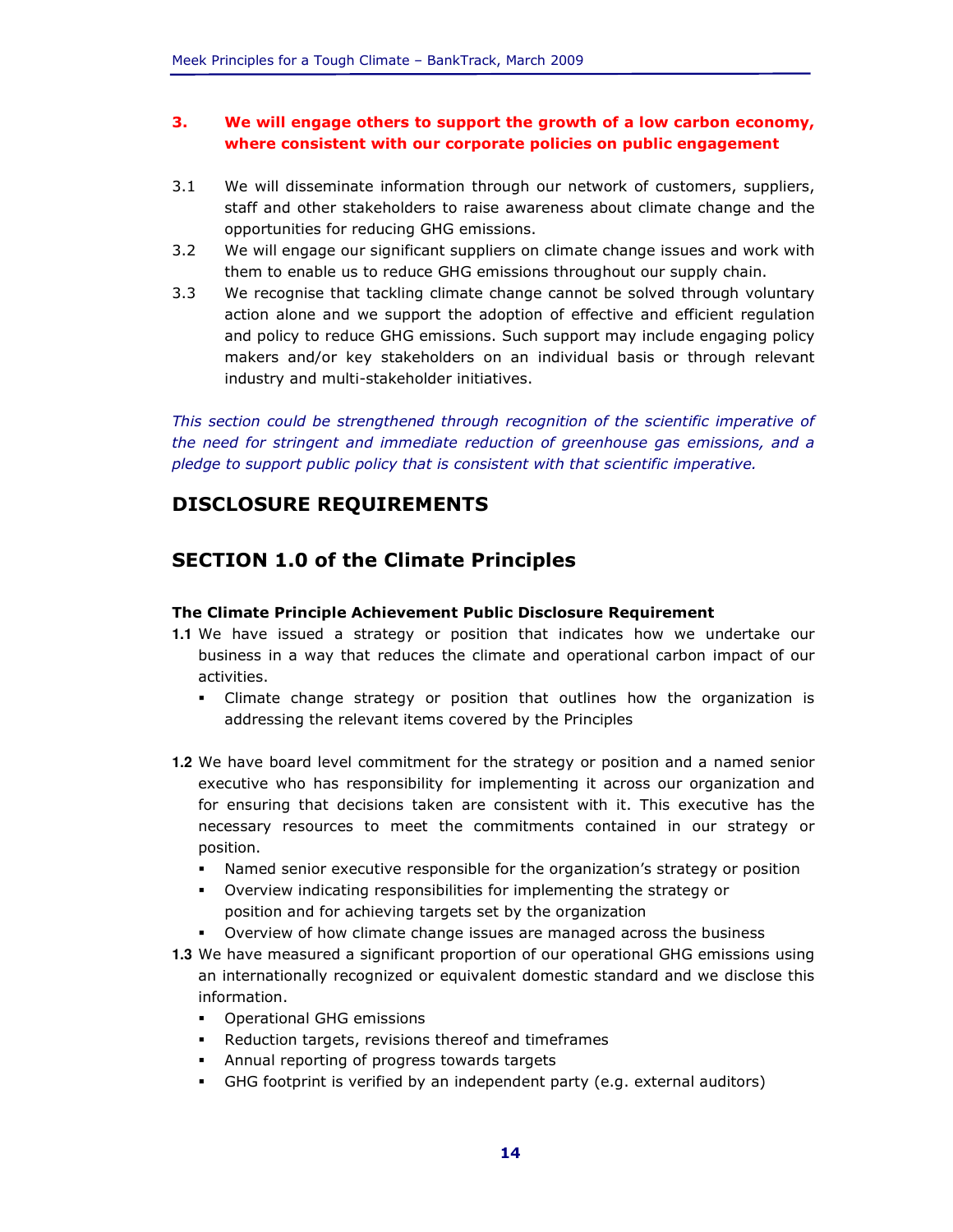**3. We will engage others to support the growth of a low carbon economy, where consistent with our corporate policies on public engagement**

3.1 We will disseminate information through our network of customers, suppliers, staff and other stakeholders to raise awareness about climate change and the opportunities for reducing GHG emissions.

3.2 We will engage our significant suppliers on climate change issues and work with them to enable us to reduce GHG emissions throughout our supply chain.

3.3 We recognise that tackling climate change cannot be solved through voluntary action alone and we support the adoption of effective and efficient regulation and policy to reduce GHG emissions. Such support may include engaging policy makers and/or key stakeholders on an individual basis or through relevant industry and multi-stakeholder initiatives.

*This section could be strengthened through recognition of the scientific imperative of the need for stringent and immediate reduction of greenhouse gas emissions, and a pledge to support public policy that is consistent with that scientific imperative.*

## DISCLOSURE REQUIREMENTS

## SECTION 1.0 of the Climate Principles

**The Climate Principle Achievement Public Disclosure Requirement**

**1.1** We have issued a strategy or position that indicates how we undertake our business in a way that reduces the climate and operational carbon impact of our activities.

- Climate change strategy or position that outlines how the organization is addressing the relevant items covered by the Principles

**1.2** We have board level commitment for the strategy or position and a named senior executive who has responsibility for implementing it across our organization and for ensuring that decisions taken are consistent with it. This executive has the necessary resources to meet the commitments contained in our strategy or position.

- Named senior executive responsible for the organization's strategy or position
- Overview indicating responsibilities for implementing the strategy or position and for achieving targets set by the organization
- Overview of how climate change issues are managed across the business

**1.3** We have measured a significant proportion of our operational GHG emissions using an internationally recognized or equivalent domestic standard and we disclose this information.

- Operational GHG emissions
- Reduction targets, revisions thereof and timeframes
- Annual reporting of progress towards targets
- GHG footprint is verified by an independent party (e.g. external auditors)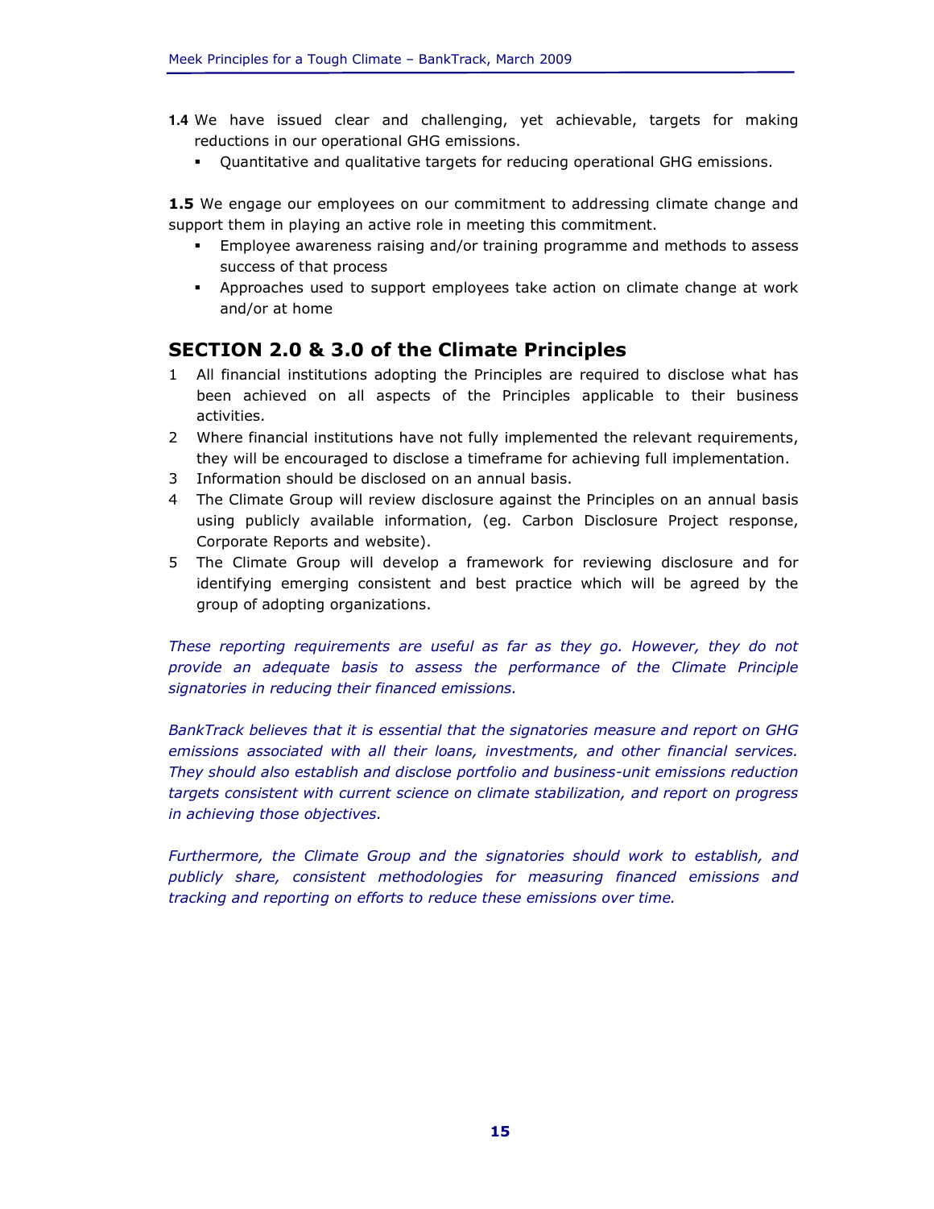**1.4** We have issued clear and challenging, yet achievable, targets for making reductions in our operational GHG emissions.

- Quantitative and qualitative targets for reducing operational GHG emissions.

**1.5** We engage our employees on our commitment to addressing climate change and support them in playing an active role in meeting this commitment.

- Employee awareness raising and/or training programme and methods to assess success of that process
- Approaches used to support employees take action on climate change at work and/or at home

## SECTION 2.0 & 3.0 of the Climate Principles

1. All financial institutions adopting the Principles are required to disclose what has been achieved on all aspects of the Principles applicable to their business activities.
2. Where financial institutions have not fully implemented the relevant requirements, they will be encouraged to disclose a timeframe for achieving full implementation.
3. Information should be disclosed on an annual basis.
4. The Climate Group will review disclosure against the Principles on an annual basis using publicly available information, (eg. Carbon Disclosure Project response, Corporate Reports and website).
5. The Climate Group will develop a framework for reviewing disclosure and for identifying emerging consistent and best practice which will be agreed by the group of adopting organizations.

*These reporting requirements are useful as far as they go. However, they do not provide an adequate basis to assess the performance of the Climate Principle signatories in reducing their financed emissions.*

*BankTrack believes that it is essential that the signatories measure and report on GHG emissions associated with all their loans, investments, and other financial services. They should also establish and disclose portfolio and business-unit emissions reduction targets consistent with current science on climate stabilization, and report on progress in achieving those objectives.*

*Furthermore, the Climate Group and the signatories should work to establish, and publicly share, consistent methodologies for measuring financed emissions and tracking and reporting on efforts to reduce these emissions over time.*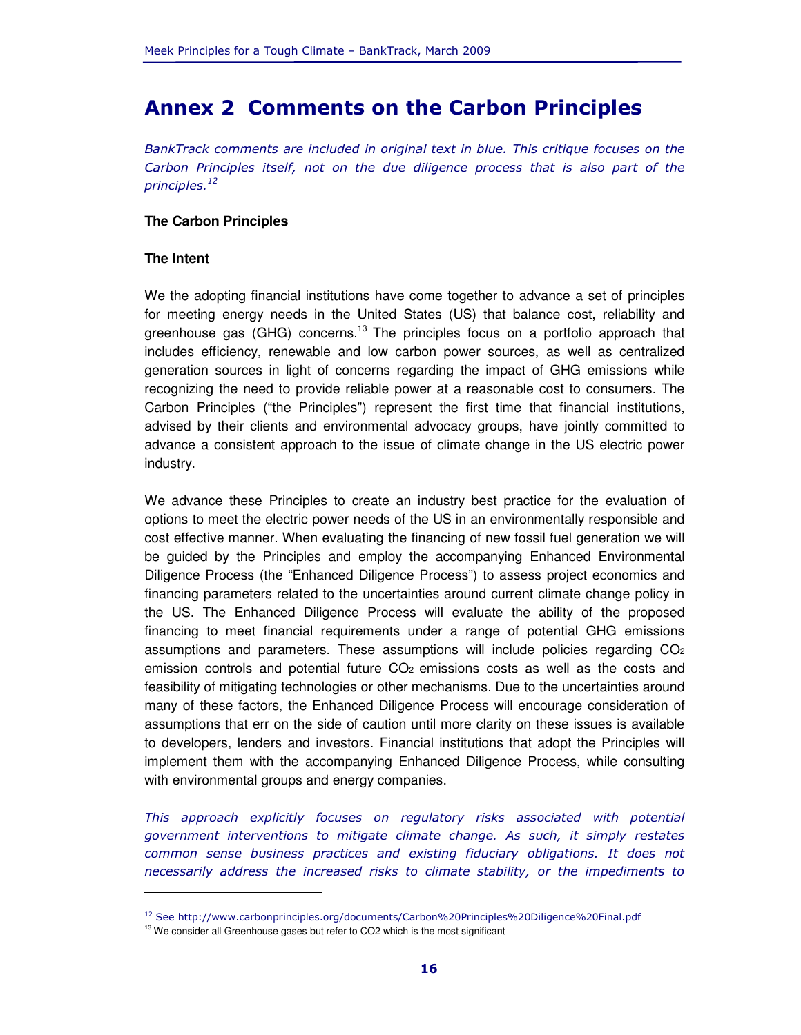# Annex 2 Comments on the Carbon Principles

*BankTrack comments are included in original text in blue. This critique focuses on the Carbon Principles itself, not on the due diligence process that is also part of the principles.[12]*

**The Carbon Principles**

**The Intent**

We the adopting financial institutions have come together to advance a set of principles for meeting energy needs in the United States (US) that balance cost, reliability and greenhouse gas (GHG) concerns.[13] The principles focus on a portfolio approach that includes efficiency, renewable and low carbon power sources, as well as centralized generation sources in light of concerns regarding the impact of GHG emissions while recognizing the need to provide reliable power at a reasonable cost to consumers. The Carbon Principles ("the Principles") represent the first time that financial institutions, advised by their clients and environmental advocacy groups, have jointly committed to advance a consistent approach to the issue of climate change in the US electric power industry.

We advance these Principles to create an industry best practice for the evaluation of options to meet the electric power needs of the US in an environmentally responsible and cost effective manner. When evaluating the financing of new fossil fuel generation we will be guided by the Principles and employ the accompanying Enhanced Environmental Diligence Process (the "Enhanced Diligence Process") to assess project economics and financing parameters related to the uncertainties around current climate change policy in the US. The Enhanced Diligence Process will evaluate the ability of the proposed financing to meet financial requirements under a range of potential GHG emissions assumptions and parameters. These assumptions will include policies regarding $CO_2$ emission controls and potential future $CO_2$ emissions costs as well as the costs and feasibility of mitigating technologies or other mechanisms. Due to the uncertainties around many of these factors, the Enhanced Diligence Process will encourage consideration of assumptions that err on the side of caution until more clarity on these issues is available to developers, lenders and investors. Financial institutions that adopt the Principles will implement them with the accompanying Enhanced Diligence Process, while consulting with environmental groups and energy companies.

*This approach explicitly focuses on regulatory risks associated with potential government interventions to mitigate climate change. As such, it simply restates common sense business practices and existing fiduciary obligations. It does not necessarily address the increased risks to climate stability, or the impediments to*

[12] See http://www.carbonprinciples.org/documents/Carbon%20Principles%20Diligence%20Final.pdf

[13] We consider all Greenhouse gases but refer to CO2 which is the most significant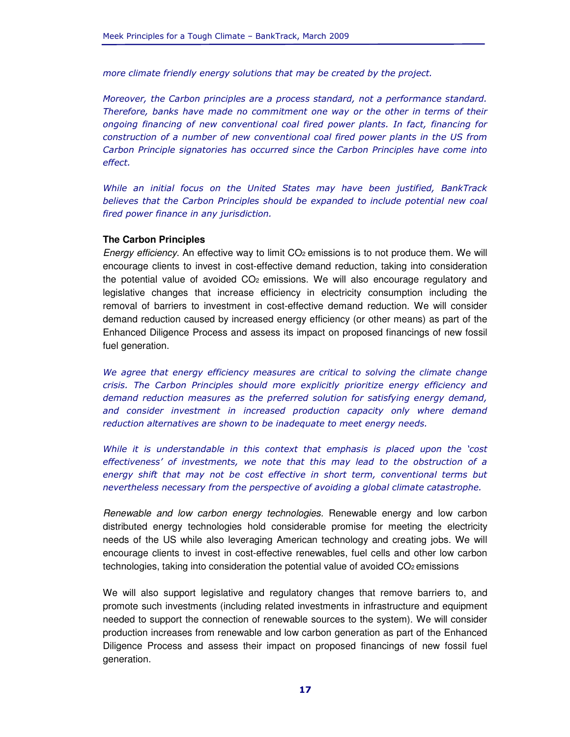*more climate friendly energy solutions that may be created by the project.*

*Moreover, the Carbon principles are a process standard, not a performance standard. Therefore, banks have made no commitment one way or the other in terms of their ongoing financing of new conventional coal fired power plants. In fact, financing for construction of a number of new conventional coal fired power plants in the US from Carbon Principle signatories has occurred since the Carbon Principles have come into effect.*

*While an initial focus on the United States may have been justified, BankTrack believes that the Carbon Principles should be expanded to include potential new coal fired power finance in any jurisdiction.*

**The Carbon Principles**

*Energy efficiency*. An effective way to limit $CO_2$ emissions is to not produce them. We will encourage clients to invest in cost-effective demand reduction, taking into consideration the potential value of avoided $CO_2$ emissions. We will also encourage regulatory and legislative changes that increase efficiency in electricity consumption including the removal of barriers to investment in cost-effective demand reduction. We will consider demand reduction caused by increased energy efficiency (or other means) as part of the Enhanced Diligence Process and assess its impact on proposed financings of new fossil fuel generation.

*We agree that energy efficiency measures are critical to solving the climate change crisis. The Carbon Principles should more explicitly prioritize energy efficiency and demand reduction measures as the preferred solution for satisfying energy demand, and consider investment in increased production capacity only where demand reduction alternatives are shown to be inadequate to meet energy needs.*

*While it is understandable in this context that emphasis is placed upon the 'cost effectiveness' of investments, we note that this may lead to the obstruction of a energy shift that may not be cost effective in short term, conventional terms but nevertheless necessary from the perspective of avoiding a global climate catastrophe.*

*Renewable and low carbon energy technologies.* Renewable energy and low carbon distributed energy technologies hold considerable promise for meeting the electricity needs of the US while also leveraging American technology and creating jobs. We will encourage clients to invest in cost-effective renewables, fuel cells and other low carbon technologies, taking into consideration the potential value of avoided $CO_2$ emissions

We will also support legislative and regulatory changes that remove barriers to, and promote such investments (including related investments in infrastructure and equipment needed to support the connection of renewable sources to the system). We will consider production increases from renewable and low carbon generation as part of the Enhanced Diligence Process and assess their impact on proposed financings of new fossil fuel generation.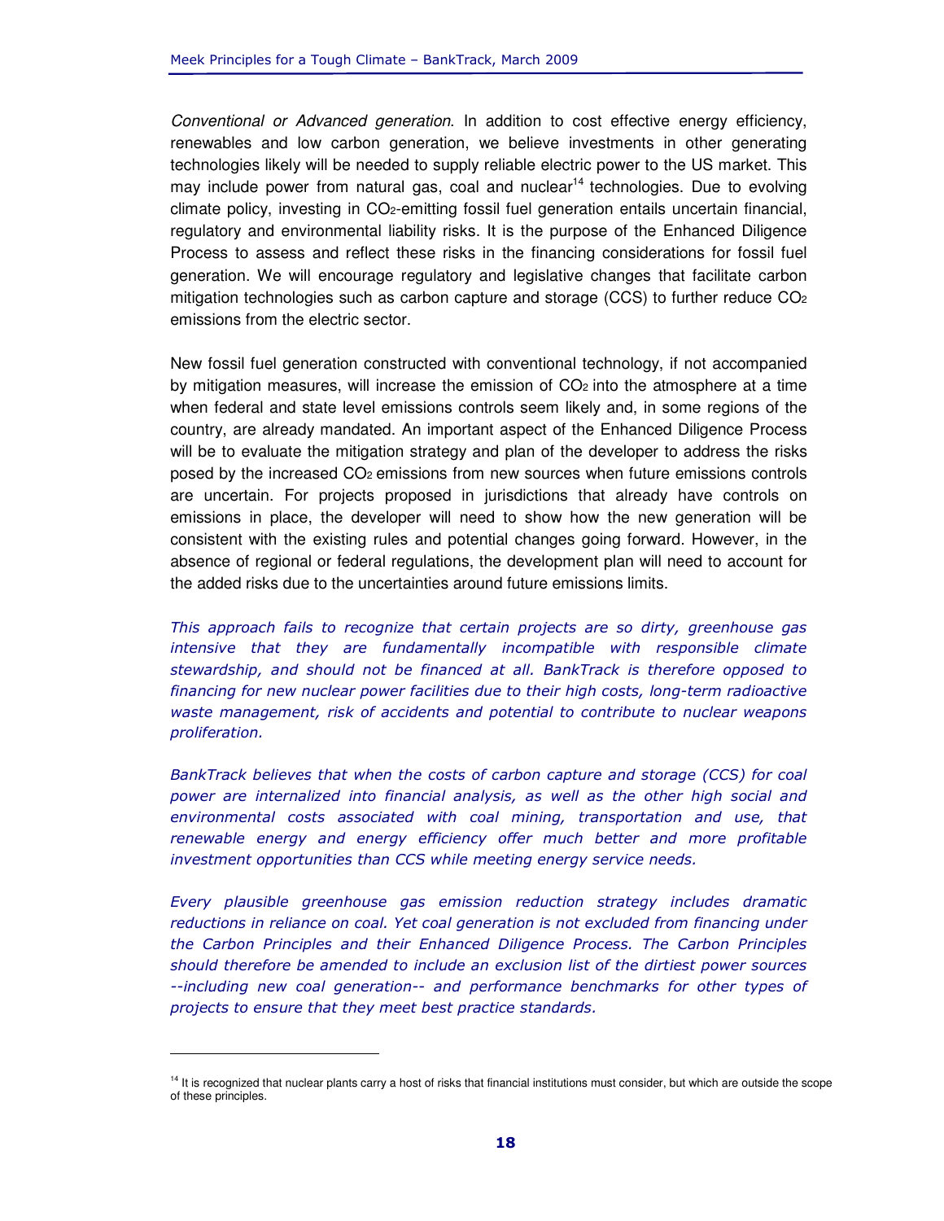*Conventional or Advanced generation*. In addition to cost effective energy efficiency, renewables and low carbon generation, we believe investments in other generating technologies likely will be needed to supply reliable electric power to the US market. This may include power from natural gas, coal and nuclear[14] technologies. Due to evolving climate policy, investing in $CO_2$-emitting fossil fuel generation entails uncertain financial, regulatory and environmental liability risks. It is the purpose of the Enhanced Diligence Process to assess and reflect these risks in the financing considerations for fossil fuel generation. We will encourage regulatory and legislative changes that facilitate carbon mitigation technologies such as carbon capture and storage (CCS) to further reduce $CO_2$ emissions from the electric sector.

New fossil fuel generation constructed with conventional technology, if not accompanied by mitigation measures, will increase the emission of $CO_2$ into the atmosphere at a time when federal and state level emissions controls seem likely and, in some regions of the country, are already mandated. An important aspect of the Enhanced Diligence Process will be to evaluate the mitigation strategy and plan of the developer to address the risks posed by the increased $CO_2$ emissions from new sources when future emissions controls are uncertain. For projects proposed in jurisdictions that already have controls on emissions in place, the developer will need to show how the new generation will be consistent with the existing rules and potential changes going forward. However, in the absence of regional or federal regulations, the development plan will need to account for the added risks due to the uncertainties around future emissions limits.

*This approach fails to recognize that certain projects are so dirty, greenhouse gas intensive that they are fundamentally incompatible with responsible climate stewardship, and should not be financed at all. BankTrack is therefore opposed to financing for new nuclear power facilities due to their high costs, long-term radioactive waste management, risk of accidents and potential to contribute to nuclear weapons proliferation.*

*BankTrack believes that when the costs of carbon capture and storage (CCS) for coal power are internalized into financial analysis, as well as the other high social and environmental costs associated with coal mining, transportation and use, that renewable energy and energy efficiency offer much better and more profitable investment opportunities than CCS while meeting energy service needs.*

*Every plausible greenhouse gas emission reduction strategy includes dramatic reductions in reliance on coal. Yet coal generation is not excluded from financing under the Carbon Principles and their Enhanced Diligence Process. The Carbon Principles should therefore be amended to include an exclusion list of the dirtiest power sources --including new coal generation-- and performance benchmarks for other types of projects to ensure that they meet best practice standards.*

---

[14] It is recognized that nuclear plants carry a host of risks that financial institutions must consider, but which are outside the scope of these principles.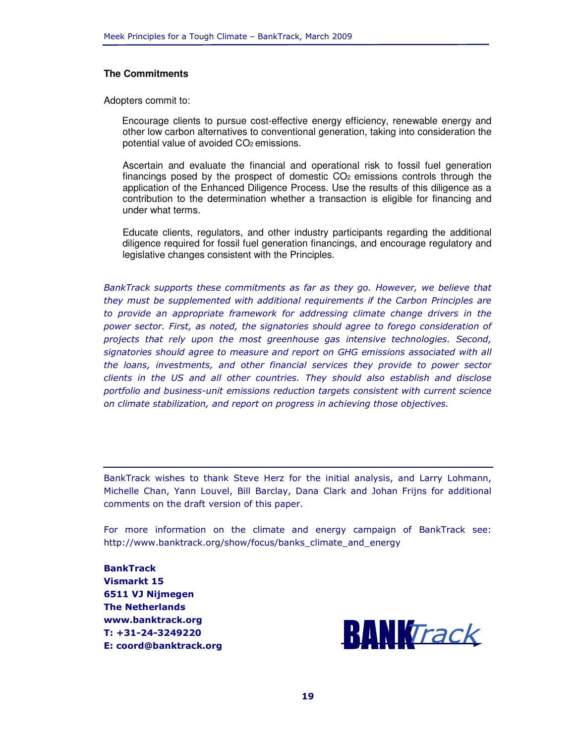**The Commitments**

Adopters commit to:

> Encourage clients to pursue cost-effective energy efficiency, renewable energy and other low carbon alternatives to conventional generation, taking into consideration the potential value of avoided $CO_2$ emissions.
>
> Ascertain and evaluate the financial and operational risk to fossil fuel generation financings posed by the prospect of domestic $CO_2$ emissions controls through the application of the Enhanced Diligence Process. Use the results of this diligence as a contribution to the determination whether a transaction is eligible for financing and under what terms.
>
> Educate clients, regulators, and other industry participants regarding the additional diligence required for fossil fuel generation financings, and encourage regulatory and legislative changes consistent with the Principles.

*BankTrack supports these commitments as far as they go. However, we believe that they must be supplemented with additional requirements if the Carbon Principles are to provide an appropriate framework for addressing climate change drivers in the power sector. First, as noted, the signatories should agree to forego consideration of projects that rely upon the most greenhouse gas intensive technologies. Second, signatories should agree to measure and report on GHG emissions associated with all the loans, investments, and other financial services they provide to power sector clients in the US and all other countries. They should also establish and disclose portfolio and business-unit emissions reduction targets consistent with current science on climate stabilization, and report on progress in achieving those objectives.*

---

BankTrack wishes to thank Steve Herz for the initial analysis, and Larry Lohmann, Michelle Chan, Yann Louvel, Bill Barclay, Dana Clark and Johan Frijns for additional comments on the draft version of this paper.

For more information on the climate and energy campaign of BankTrack see: http://www.banktrack.org/show/focus/banks_climate_and_energy

**BankTrack**
**Vismarkt 15**
**6511 VJ Nijmegen**
**The Netherlands**
**www.banktrack.org**
**T: +31-24-3249220**
**E: coord@banktrack.org**

BANKTrack